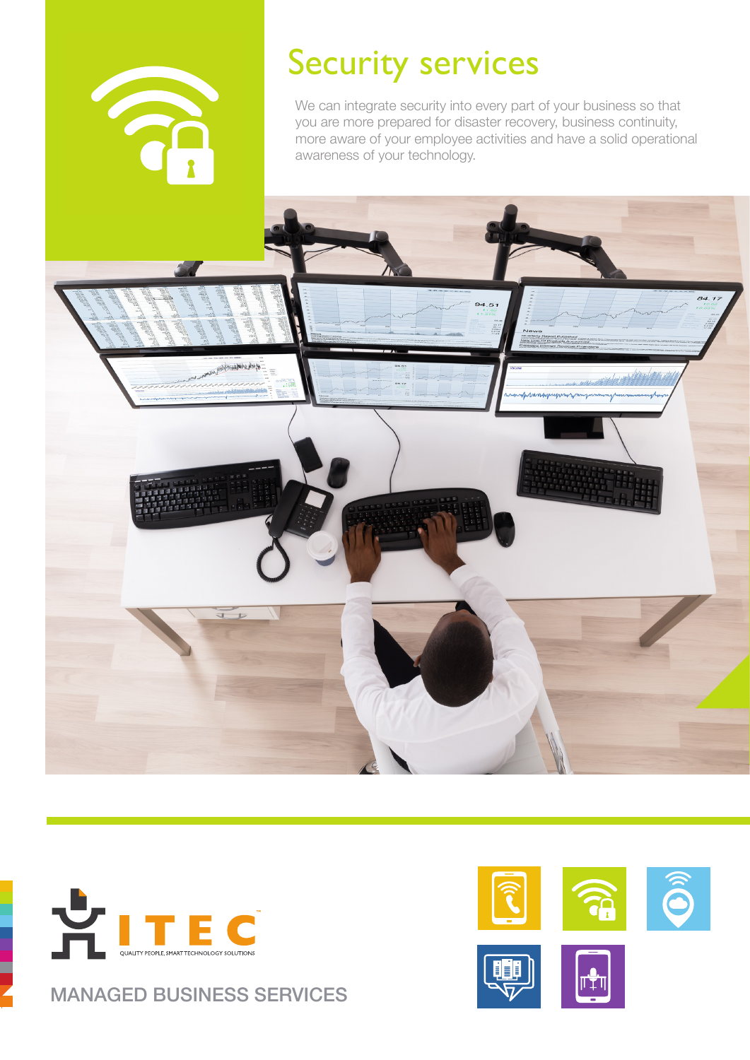# Security services

We can integrate security into every part of your business so that you are more prepared for disaster recovery, business continuity, more aware of your employee activities and have a solid operational awareness of your technology.

ITEC™

QUALITY PEOPLE, SMART TECHNOLOGY SOLUTIONS

MANAGED BUSINESS SERVICES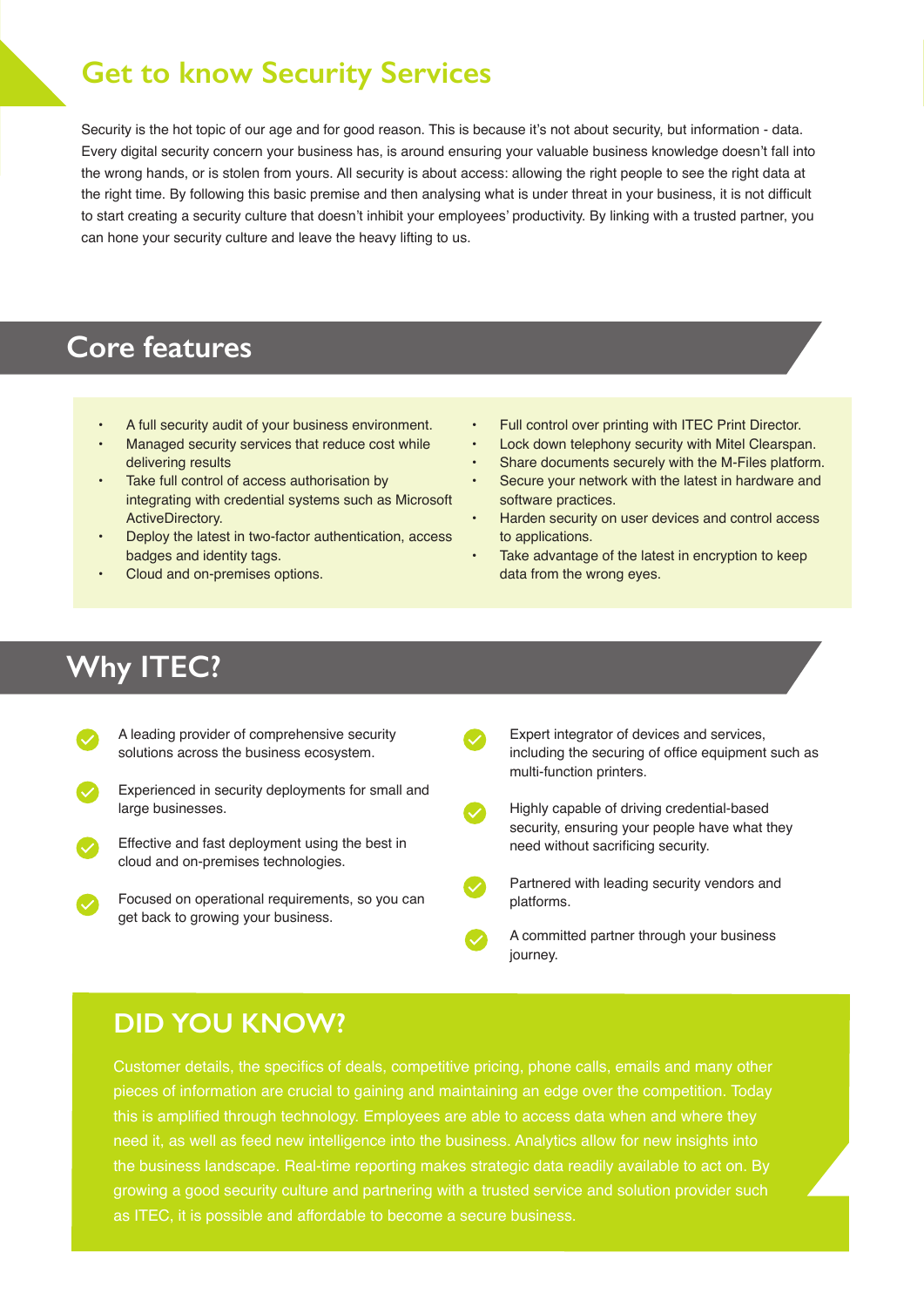# Get to know Security Services

Security is the hot topic of our age and for good reason. This is because it's not about security, but information - data. Every digital security concern your business has, is around ensuring your valuable business knowledge doesn't fall into the wrong hands, or is stolen from yours. All security is about access: allowing the right people to see the right data at the right time. By following this basic premise and then analysing what is under threat in your business, it is not difficult to start creating a security culture that doesn't inhibit your employees' productivity. By linking with a trusted partner, you can hone your security culture and leave the heavy lifting to us.

## Core features

- A full security audit of your business environment.
- Managed security services that reduce cost while delivering results
- Take full control of access authorisation by integrating with credential systems such as Microsoft ActiveDirectory.
- Deploy the latest in two-factor authentication, access badges and identity tags.
- Cloud and on-premises options.
- Full control over printing with ITEC Print Director.
- Lock down telephony security with Mitel Clearspan.
- Share documents securely with the M-Files platform.
- Secure your network with the latest in hardware and software practices.
- Harden security on user devices and control access to applications.
- Take advantage of the latest in encryption to keep data from the wrong eyes.

## Why ITEC?

- A leading provider of comprehensive security solutions across the business ecosystem.
- Experienced in security deployments for small and large businesses.
- Effective and fast deployment using the best in cloud and on-premises technologies.
- Focused on operational requirements, so you can get back to growing your business.
- Expert integrator of devices and services, including the securing of office equipment such as multi-function printers.
- Highly capable of driving credential-based security, ensuring your people have what they need without sacrificing security.
- Partnered with leading security vendors and platforms.
- A committed partner through your business journey.

## DID YOU KNOW?

Customer details, the specifics of deals, competitive pricing, phone calls, emails and many other pieces of information are crucial to gaining and maintaining an edge over the competition. Today this is amplified through technology. Employees are able to access data when and where they need it, as well as feed new intelligence into the business. Analytics allow for new insights into the business landscape. Real-time reporting makes strategic data readily available to act on. By growing a good security culture and partnering with a trusted service and solution provider such as ITEC, it is possible and affordable to become a secure business.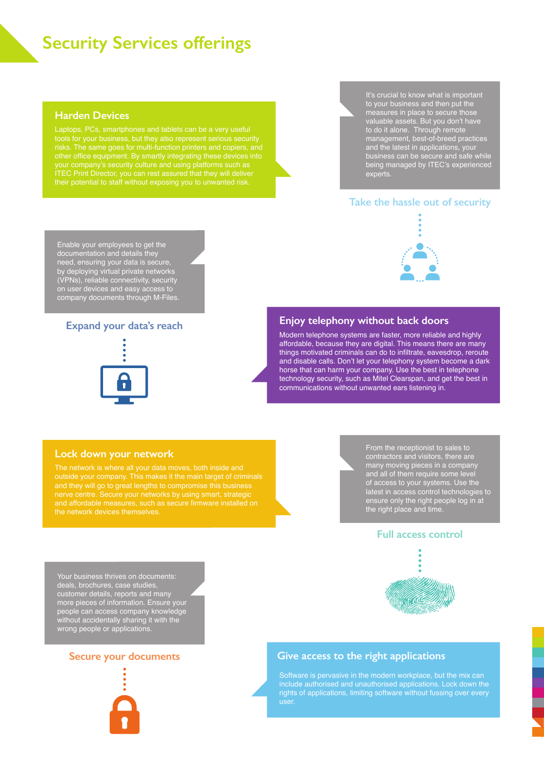# Security Services offerings

## Harden Devices

Laptops, PCs, smartphones and tablets can be a very useful tools for your business, but they also represent serious security risks. The same goes for multi-function printers and copiers, and other office equipment. By smartly integrating these devices into your company's security culture and using platforms such as ITEC Print Director, you can rest assured that they will deliver their potential to staff without exposing you to unwanted risk.

## Take the hassle out of security

It's crucial to know what is important to your business and then put the measures in place to secure those valuable assets. But you don't have to do it alone. Through remote management, best-of-breed practices and the latest in applications, your business can be secure and safe while being managed by ITEC's experienced experts.

## Expand your data's reach

Enable your employees to get the documentation and details they need, ensuring your data is secure, by deploying virtual private networks (VPNs), reliable connectivity, security on user devices and easy access to company documents through M-Files.

## Enjoy telephony without back doors

Modern telephone systems are faster, more reliable and highly affordable, because they are digital. This means there are many things motivated criminals can do to infiltrate, eavesdrop, reroute and disable calls. Don't let your telephony system become a dark horse that can harm your company. Use the best in telephone technology security, such as Mitel Clearspan, and get the best in communications without unwanted ears listening in.

## Lock down your network

The network is where all your data moves, both inside and outside your company. This makes it the main target of criminals and they will go to great lengths to compromise this business nerve centre. Secure your networks by using smart, strategic and affordable measures, such as secure firmware installed on the network devices themselves.

## Full access control

From the receptionist to sales to contractors and visitors, there are many moving pieces in a company and all of them require some level of access to your systems. Use the latest in access control technologies to ensure only the right people log in at the right place and time.

## Secure your documents

Your business thrives on documents: deals, brochures, case studies, customer details, reports and many more pieces of information. Ensure your people can access company knowledge without accidentally sharing it with the wrong people or applications.

## Give access to the right applications

Software is pervasive in the modern workplace, but the mix can include authorised and unauthorised applications. Lock down the rights of applications, limiting software without fussing over every user.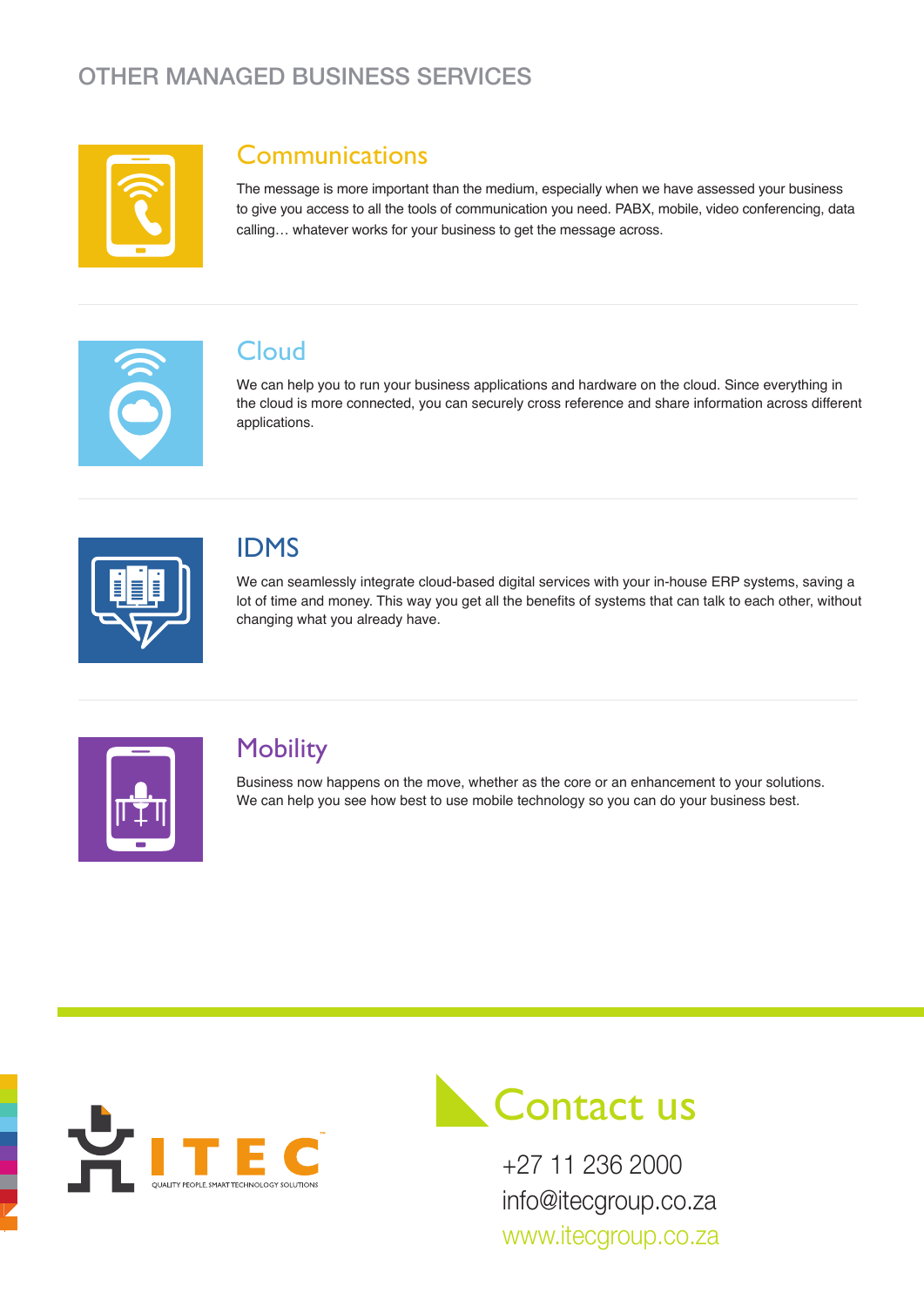# OTHER MANAGED BUSINESS SERVICES

## Communications

The message is more important than the medium, especially when we have assessed your business to give you access to all the tools of communication you need. PABX, mobile, video conferencing, data calling… whatever works for your business to get the message across.

## Cloud

We can help you to run your business applications and hardware on the cloud. Since everything in the cloud is more connected, you can securely cross reference and share information across different applications.

## IDMS

We can seamlessly integrate cloud-based digital services with your in-house ERP systems, saving a lot of time and money. This way you get all the benefits of systems that can talk to each other, without changing what you already have.

## Mobility

Business now happens on the move, whether as the core or an enhancement to your solutions. We can help you see how best to use mobile technology so you can do your business best.

ITEC™

QUALITY PEOPLE. SMART TECHNOLOGY SOLUTIONS

## Contact us

+27 11 236 2000

info@itecgroup.co.za

www.itecgroup.co.za